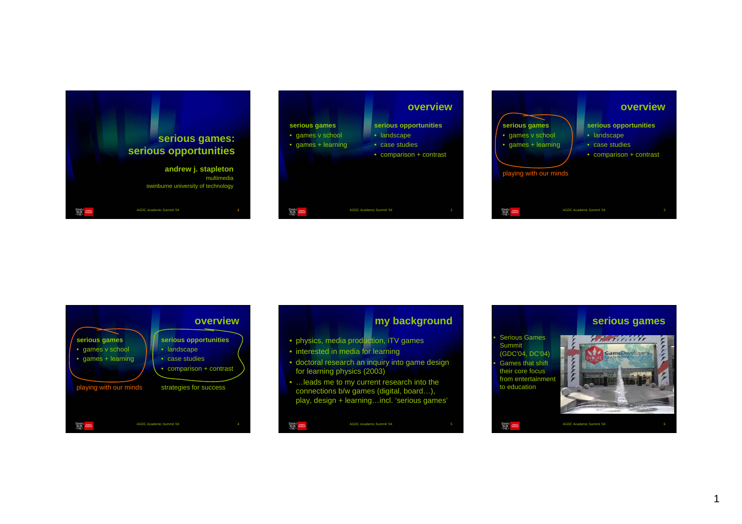## serious games: serious opportunities

**andrew j. stapleton**

multimedia

swinburne university of technology

## overview

**serious games**
- games v school
- games + learning

**serious opportunities**
- landscape
- case studies
- comparison + contrast

## overview

**serious games**
- games v school
- games + learning

playing with our minds

**serious opportunities**
- landscape
- case studies
- comparison + contrast

## overview

**serious games**
- games v school
- games + learning

playing with our minds

**serious opportunities**
- landscape
- case studies
- comparison + contrast

strategies for success

## my background

- physics, media production, iTV games
- interested in media for learning
- doctoral research an inquiry into game design for learning physics (2003)
- …leads me to my current research into the connections b/w games (digital, board…), play, design + learning…incl. 'serious games'

## serious games

- Serious Games Summit (GDC'04, DC'04)
- Games that shift their core focus from entertainment to education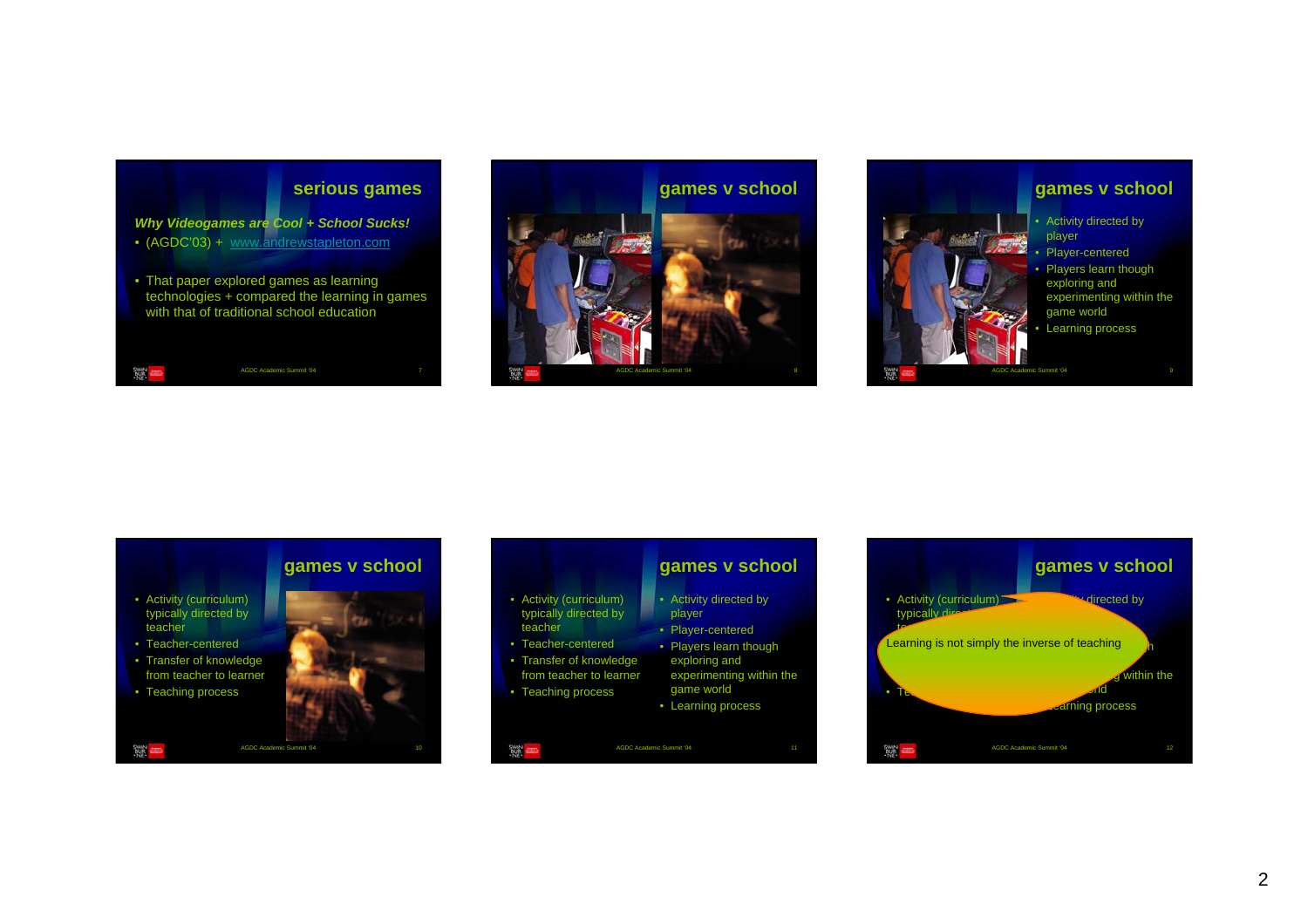## serious games

***Why Videogames are Cool + School Sucks!***

- (AGDC'03) + www.andrewstapleton.com
- That paper explored games as learning technologies + compared the learning in games with that of traditional school education

## games v school

## games v school

- Activity directed by player
- Player-centered
- Players learn though exploring and experimenting within the game world
- Learning process

## games v school

- Activity (curriculum) typically directed by teacher
- Teacher-centered
- Transfer of knowledge from teacher to learner
- Teaching process

## games v school

- Activity (curriculum) typically directed by teacher
- Teacher-centered
- Transfer of knowledge from teacher to learner
- Teaching process

- Activity directed by player
- Player-centered
- Players learn though exploring and experimenting within the game world
- Learning process

## games v school

Learning is not simply the inverse of teaching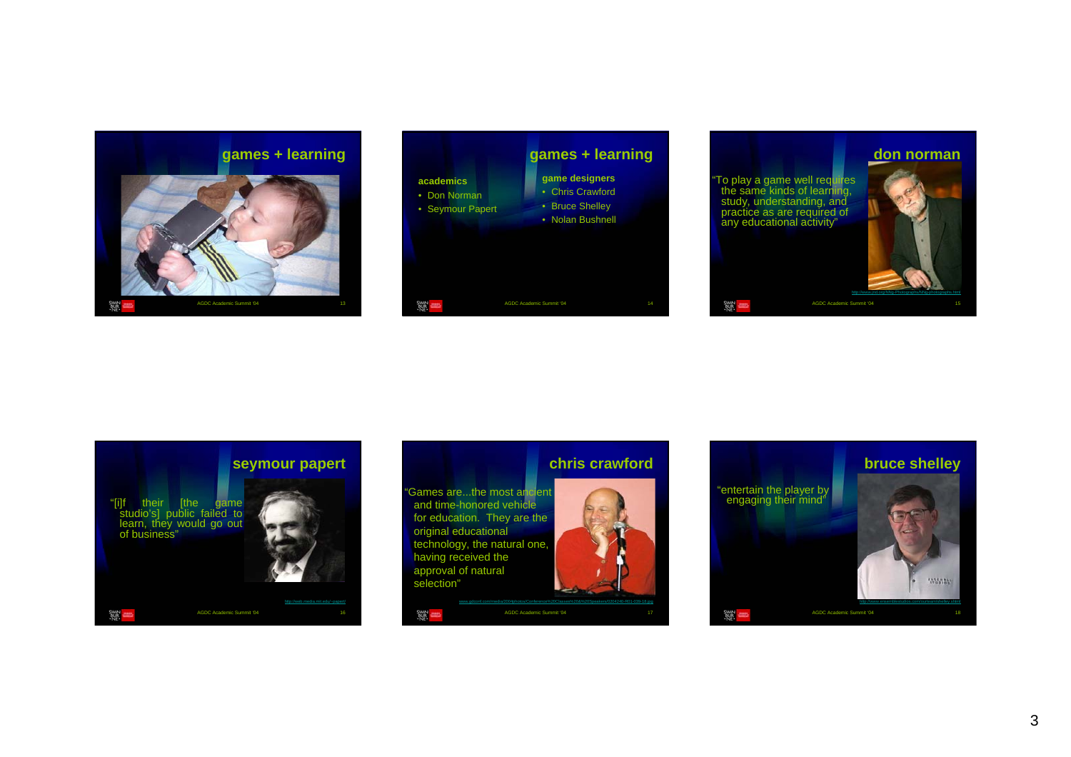## games + learning

## games + learning

**academics**

- Don Norman
- Seymour Papert

**game designers**

- Chris Crawford
- Bruce Shelley
- Nolan Bushnell

## don norman

"To play a game well requires the same kinds of learning, study, understanding, and practice as are required of any educational activity"

## seymour papert

"[i]f their [the game studio's] public failed to learn, they would go out of business"

http://web.media.mit.edu/~papert/

## chris crawford

"Games are...the most ancient and time-honored vehicle for education. They are the original educational technology, the natural one, having received the approval of natural selection"

## bruce shelley

"entertain the player by engaging their mind"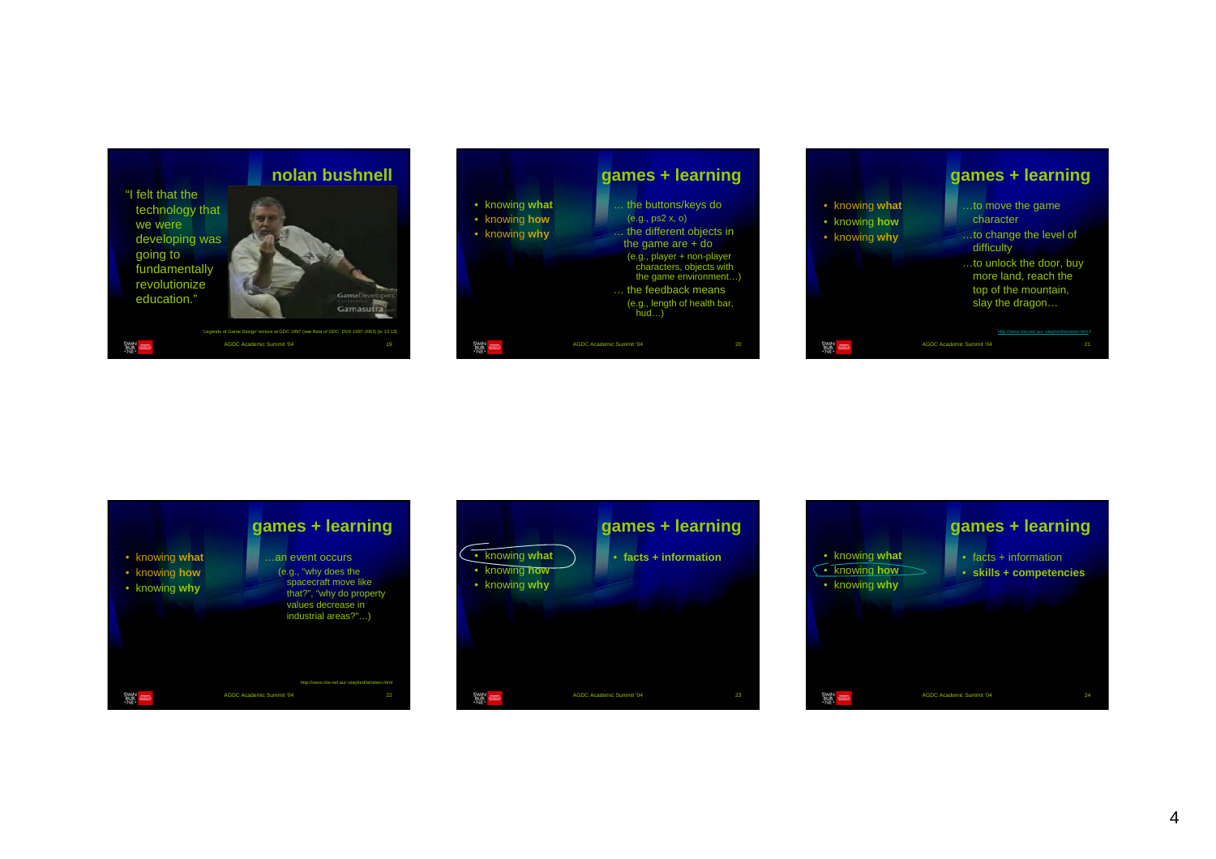## nolan bushnell

"I felt that the technology that we were developing was going to fundamentally revolutionize education."

'Legends of Game Design' lecture at GDC 1997 (see Best of GDC DVD 1997-2003) [tc 13:13]

## games + learning

- knowing **what**
- knowing **how**
- knowing **why**

… the buttons/keys do
(e.g., ps2 x, o)

… the different objects in the game are + do
(e.g., player + non-player characters, objects with the game environment…)

… the feedback means
(e.g., length of health bar, hud…)

## games + learning

- knowing **what**
- knowing **how**
- knowing **why**

…to move the game character

…to change the level of difficulty

…to unlock the door, buy more land, reach the top of the mountain, slay the dragon…

http://www.rbe.net.au/~stayford/einstein.html

## games + learning

- knowing **what**
- knowing **how**
- knowing **why**

…an event occurs
(e.g., "why does the spacecraft move like that?", "why do property values decrease in industrial areas?"…)

http://www.rbe.net.au/~stayford/einstein.html

## games + learning

- knowing what
- knowing how
- knowing why

- **facts + information**

## games + learning

- knowing what
- knowing how
- knowing why

- facts + information
- **skills + competencies**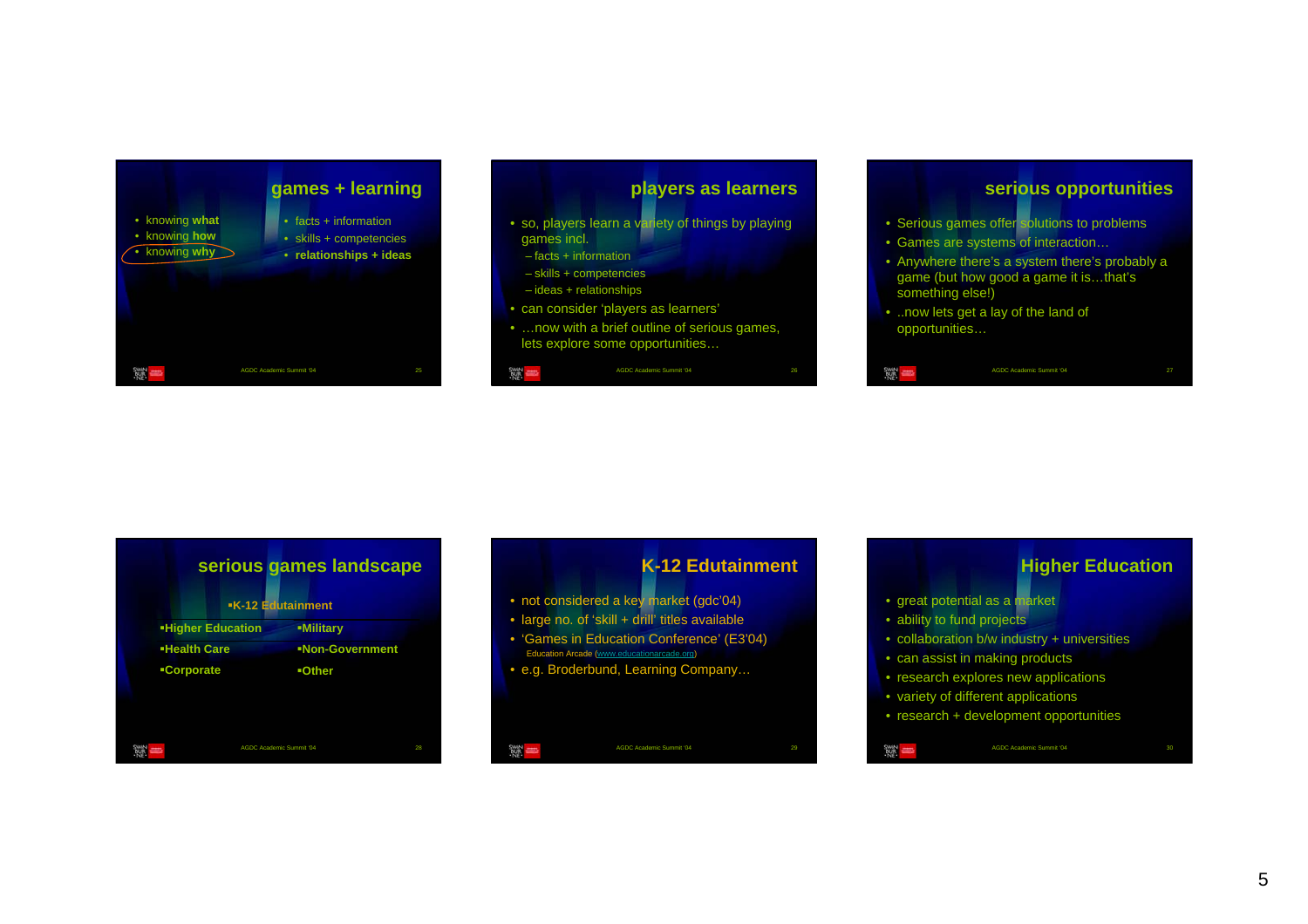## games + learning

- knowing **what**
- knowing **how**
- knowing **why**

- facts + information
- skills + competencies
- **relationships + ideas**

## players as learners

- so, players learn a variety of things by playing games incl.
  - facts + information
  - skills + competencies
  - ideas + relationships
- can consider 'players as learners'
- …now with a brief outline of serious games, lets explore some opportunities…

## serious opportunities

- Serious games offer solutions to problems
- Games are systems of interaction…
- Anywhere there's a system there's probably a game (but how good a game it is…that's something else!)
- ..now lets get a lay of the land of opportunities…

## serious games landscape

- **K-12 Edutainment**
- **Higher Education**
- **Military**
- **Health Care**
- **Non-Government**
- **Corporate**
- **Other**

## K-12 Edutainment

- not considered a key market (gdc'04)
- large no. of 'skill + drill' titles available
- 'Games in Education Conference' (E3'04)
  Education Arcade (www.educationarcade.org)
- e.g. Broderbund, Learning Company…

## Higher Education

- great potential as a market
- ability to fund projects
- collaboration b/w industry + universities
- can assist in making products
- research explores new applications
- variety of different applications
- research + development opportunities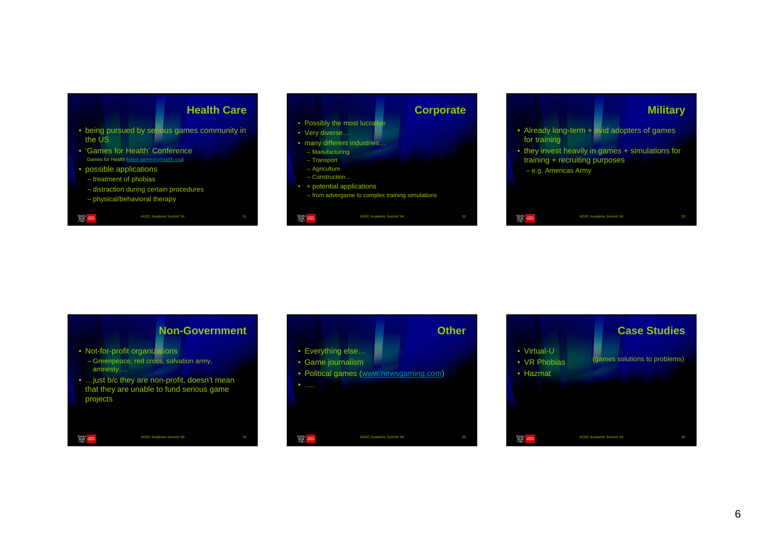## Health Care

- being pursued by serious games community in the US
- 'Games for Health' Conference
  - Games for Health (www.gamesforhealth.org)
- possible applications
  - treatment of phobias
  - distraction during certain procedures
  - physical/behavioral therapy

## Corporate

- Possibly the most lucrative
- Very diverse…
- many different industries…
  - Manufacturing
  - Transport
  - Agriculture
  - Construction…
- + potential applications
  - from advergame to complex training simulations

## Military

- Already long-term + avid adopters of games for training
- they invest heavily in games + simulations for training + recruiting purposes
  - e.g. Americas Army

## Non-Government

- Not-for-profit organizations
  - Greenpeace, red cross, salvation army, amnesty….
- …just b/c they are non-profit, doesn't mean that they are unable to fund serious game projects

## Other

- Everything else…
- Game journalism
- Political games (www.newsgaming.com)
- ….

## Case Studies

(games solutions to problems)

- Virtual-U
- VR Phobias
- Hazmat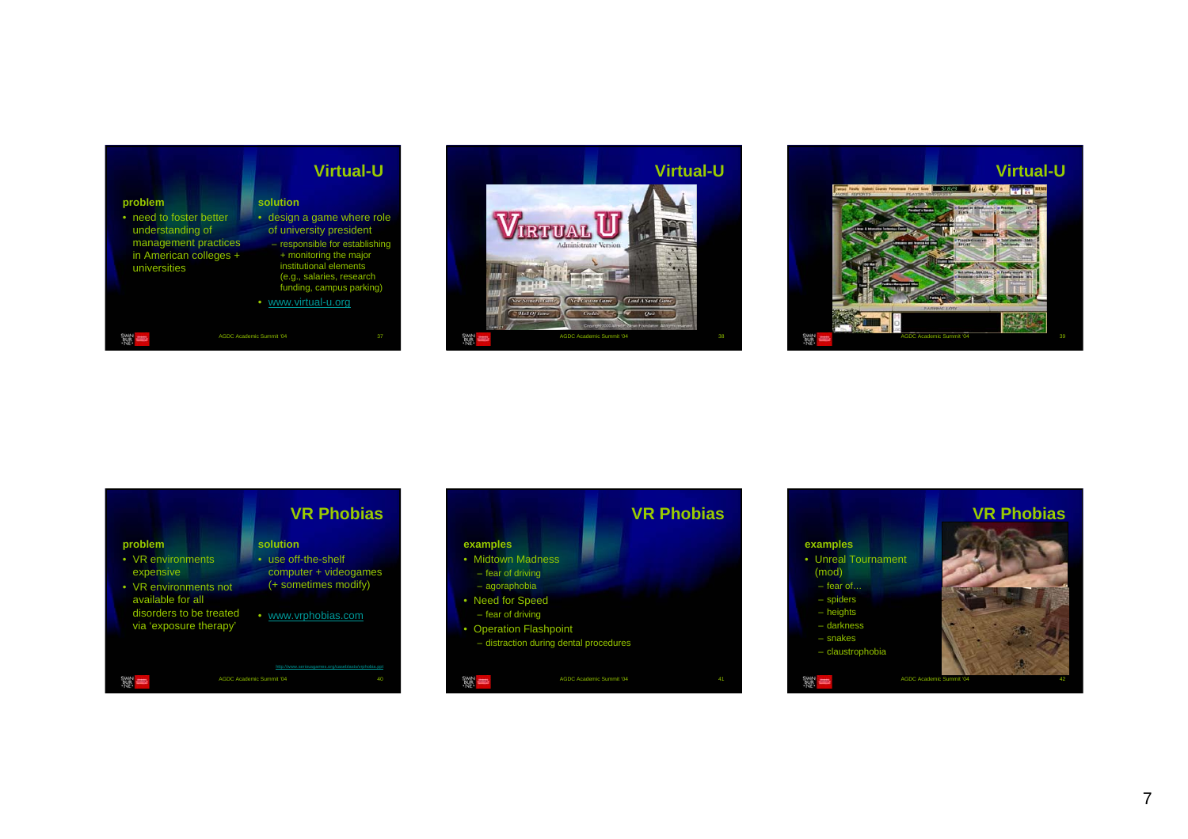## Virtual-U

**problem**

- need to foster better understanding of management practices in American colleges + universities

**solution**

- design a game where role of university president
  - responsible for establishing + monitoring the major institutional elements (e.g., salaries, research funding, campus parking)
- www.virtual-u.org

## Virtual-U

## Virtual-U

## VR Phobias

**problem**

- VR environments expensive
- VR environments not available for all disorders to be treated via 'exposure therapy'

**solution**

- use off-the-shelf computer + videogames (+ sometimes modify)
- www.vrphobias.com

http://www.seriousgames.org/casestudy/vrphobia.ppt

## VR Phobias

**examples**

- Midtown Madness
  - fear of driving
  - agoraphobia
- Need for Speed
  - fear of driving
- Operation Flashpoint
  - distraction during dental procedures

## VR Phobias

**examples**

- Unreal Tournament (mod)
  - fear of…
  - spiders
  - heights
  - darkness
  - snakes
  - claustrophobia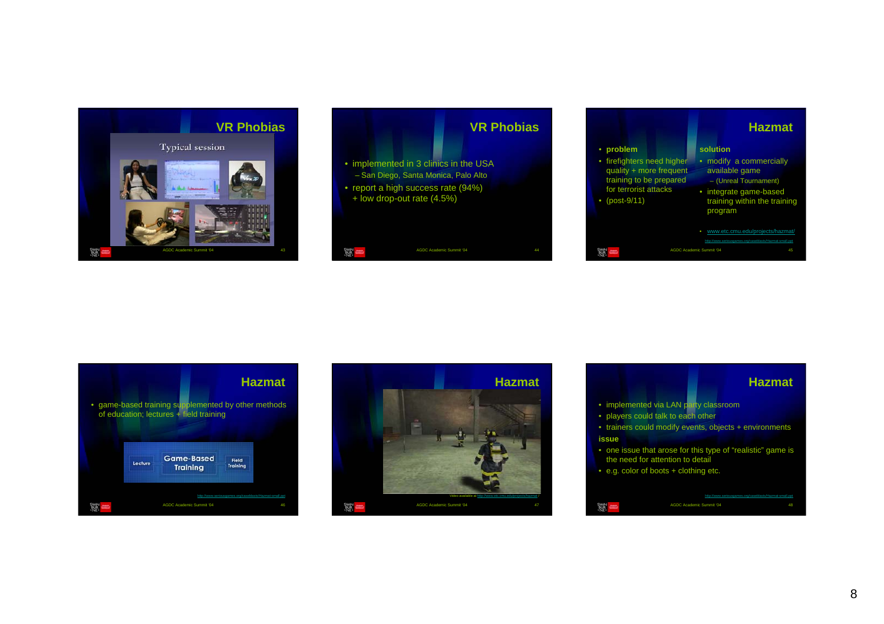## VR Phobias

Typical session

## VR Phobias

- implemented in 3 clinics in the USA
  - San Diego, Santa Monica, Palo Alto
- report a high success rate (94%) + low drop-out rate (4.5%)

## Hazmat

- **problem**
- firefighters need higher quality + more frequent training to be prepared for terrorist attacks
- (post-9/11)

**solution**

- modify a commercially available game
  - (Unreal Tournament)
- integrate game-based training within the training program

- www.etc.cmu.edu/projects/hazmat/

http://www.seriousgames.org/ppt/Hazmat-small.ppt

## Hazmat

- game-based training supplemented by other methods of education; lectures + field training

Lecture | Game-Based Training | Field Training

http://www.seriousgames.org/ppt/Hazmat-small.ppt

## Hazmat

Video available at http://www.etc.cmu.edu/projects/hazmat/

## Hazmat

- implemented via LAN party classroom
- players could talk to each other
- trainers could modify events, objects + environments

**issue**

- one issue that arose for this type of "realistic" game is the need for attention to detail
- e.g. color of boots + clothing etc.

http://www.seriousgames.org/ppt/Hazmat-small.ppt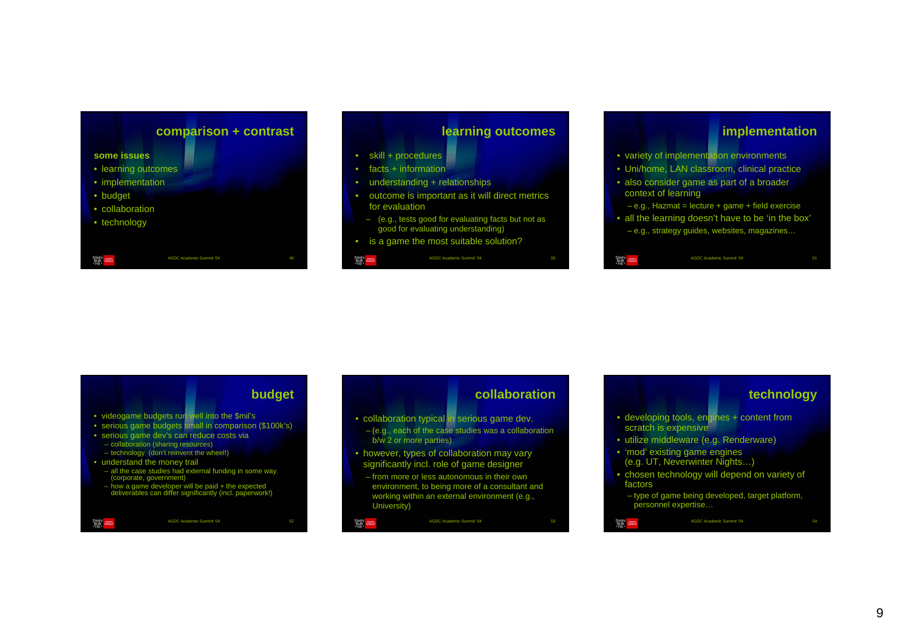## comparison + contrast

**some issues**

- learning outcomes
- implementation
- budget
- collaboration
- technology

## learning outcomes

- skill + procedures
- facts + information
- understanding + relationships
- outcome is important as it will direct metrics for evaluation
  - (e.g., tests good for evaluating facts but not as good for evaluating understanding)
- is a game the most suitable solution?

## implementation

- variety of implementation environments
- Uni/home, LAN classroom, clinical practice
- also consider game as part of a broader context of learning
  - e.g., Hazmat = lecture + game + field exercise
- all the learning doesn't have to be 'in the box'
  - e.g., strategy guides, websites, magazines…

## budget

- videogame budgets run well into the $mil's
- serious game budgets small in comparison ($100k's)
- serious game dev's can reduce costs via
  - collaboration (sharing resources)
  - technology (don't reinvent the wheel!)
- understand the money trail
  - all the case studies had external funding in some way (corporate, government)
  - how a game developer will be paid + the expected deliverables can differ significantly (incl. paperwork!)

## collaboration

- collaboration typical in serious game dev.
  - (e.g., each of the case studies was a collaboration b/w 2 or more parties)
- however, types of collaboration may vary significantly incl. role of game designer
  - from more or less autonomous in their own environment, to being more of a consultant and working within an external environment (e.g., University)

## technology

- developing tools, engines + content from scratch is expensive
- utilize middleware (e.g. Renderware)
- 'mod' existing game engines (e.g. UT, Neverwinter Nights…)
- chosen technology will depend on variety of factors
  - type of game being developed, target platform, personnel expertise…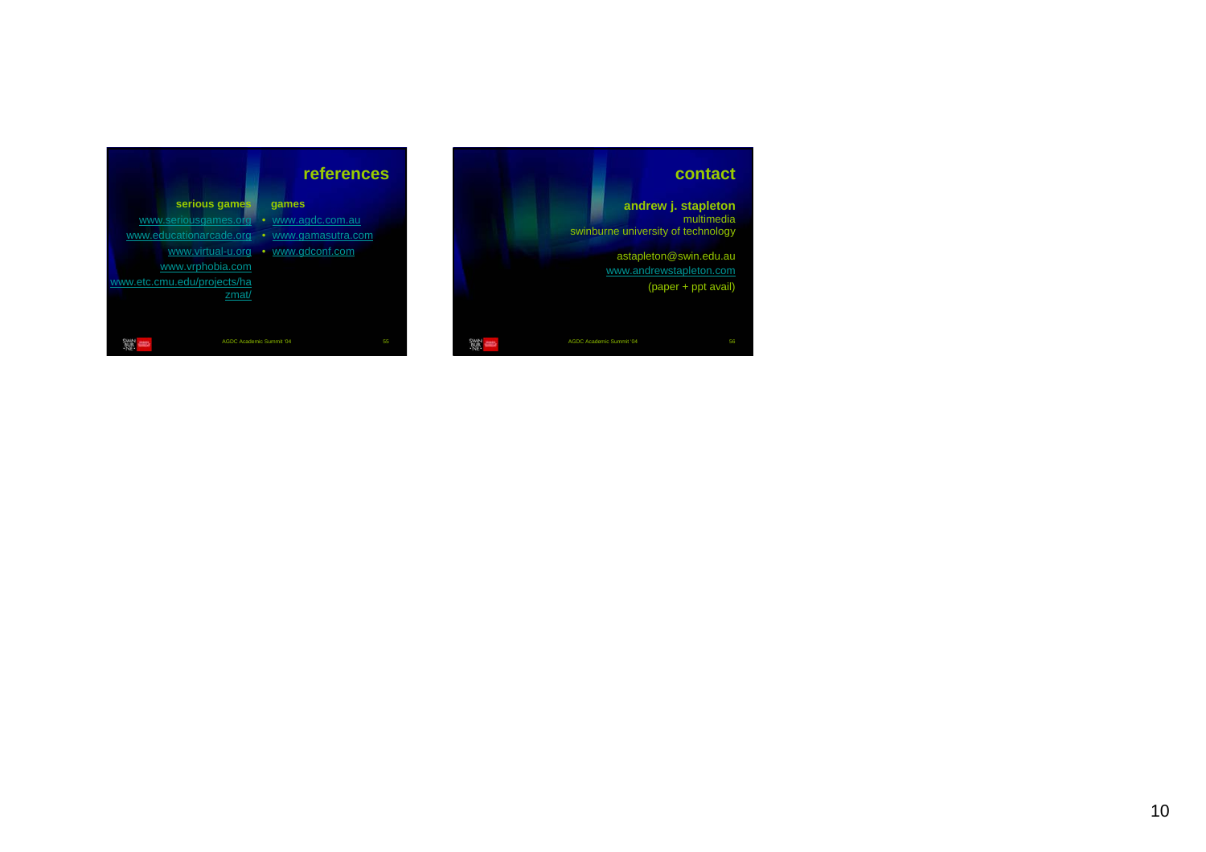## references

**serious games**

www.seriousgames.org
www.educationarcade.org
www.virtual-u.org
www.vrphobia.com
www.etc.cmu.edu/projects/hazmat/

**games**

- www.agdc.com.au
- www.gamasutra.com
- www.gdconf.com

## contact

**andrew j. stapleton**
multimedia
swinburne university of technology

astapleton@swin.edu.au
www.andrewstapleton.com
(paper + ppt avail)